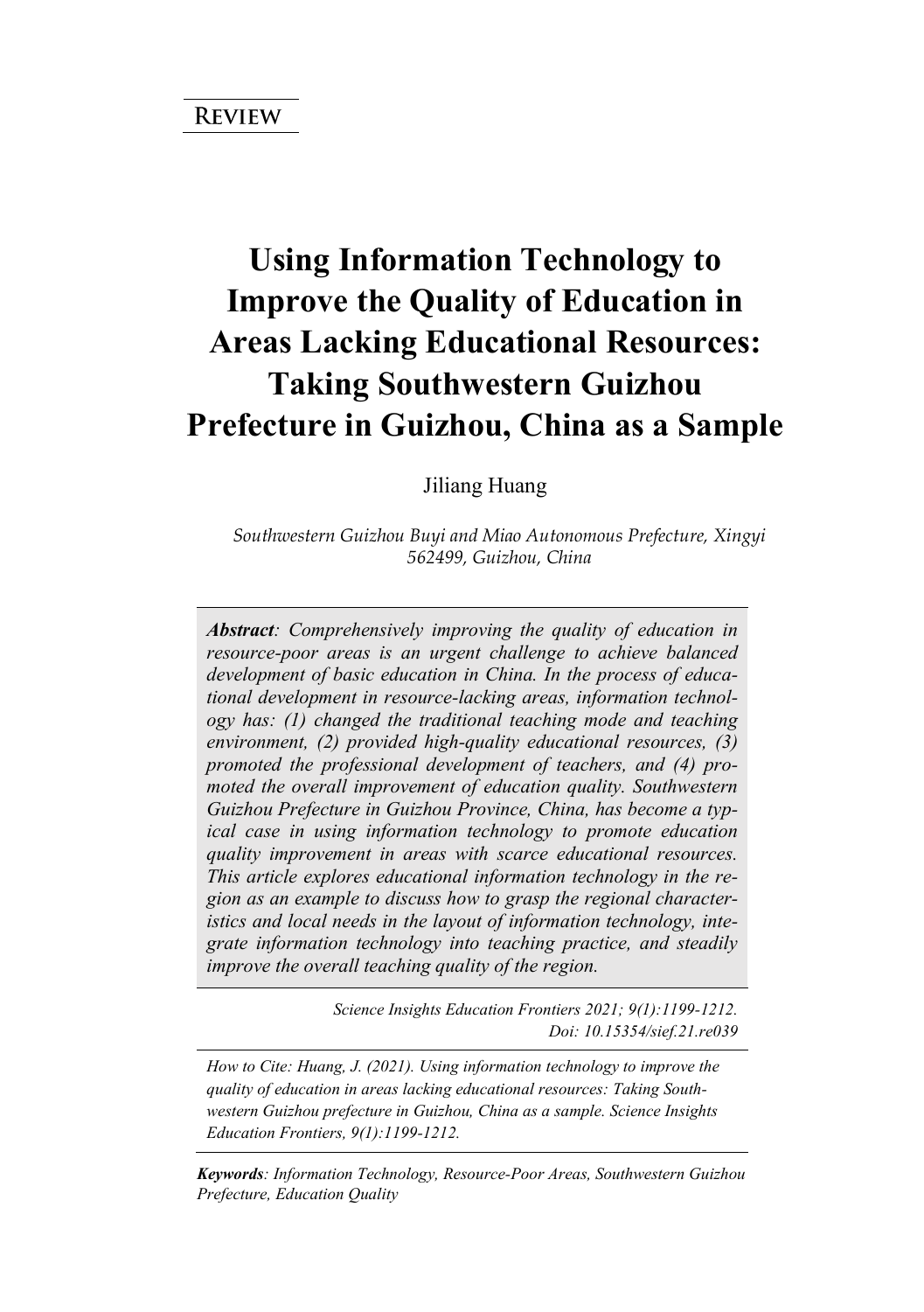**Review**

# Using Information Technology to Improve the Quality of Education in Areas Lacking Educational Resources: Taking Southwestern Guizhou Prefecture in Guizhou, China as a Sample

Jiliang Huang

*Southwestern Guizhou Buyi and Miao Autonomous Prefecture, Xingyi 562499, Guizhou, China*

***Abstract**: Comprehensively improving the quality of education in resource-poor areas is an urgent challenge to achieve balanced development of basic education in China. In the process of educational development in resource-lacking areas, information technology has: (1) changed the traditional teaching mode and teaching environment, (2) provided high-quality educational resources, (3) promoted the professional development of teachers, and (4) promoted the overall improvement of education quality. Southwestern Guizhou Prefecture in Guizhou Province, China, has become a typical case in using information technology to promote education quality improvement in areas with scarce educational resources. This article explores educational information technology in the region as an example to discuss how to grasp the regional characteristics and local needs in the layout of information technology, integrate information technology into teaching practice, and steadily improve the overall teaching quality of the region.*

*Science Insights Education Frontiers 2021; 9(1):1199-1212.*
*Doi: 10.15354/sief.21.re039*

*How to Cite: Huang, J. (2021). Using information technology to improve the quality of education in areas lacking educational resources: Taking Southwestern Guizhou prefecture in Guizhou, China as a sample. Science Insights Education Frontiers, 9(1):1199-1212.*

***Keywords**: Information Technology, Resource-Poor Areas, Southwestern Guizhou Prefecture, Education Quality*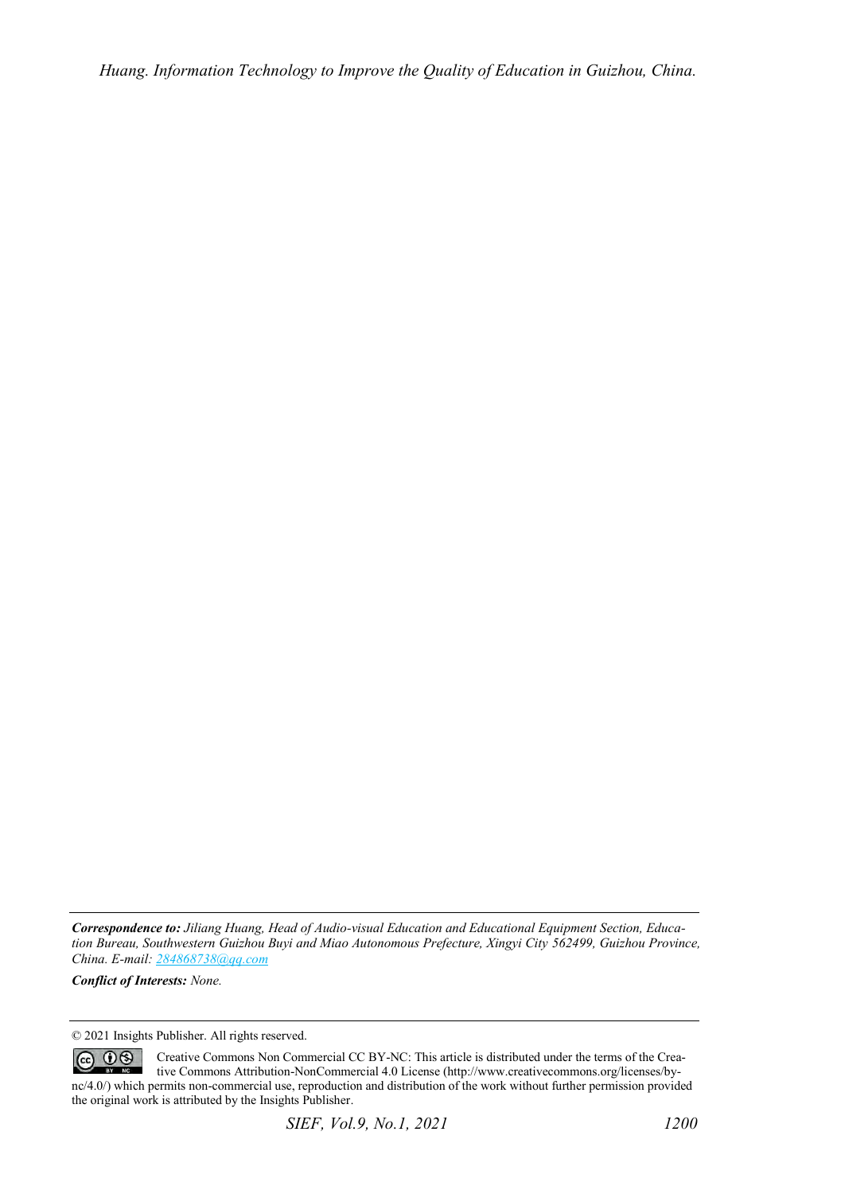***Correspondence to:*** *Jiliang Huang, Head of Audio-visual Education and Educational Equipment Section, Education Bureau, Southwestern Guizhou Buyi and Miao Autonomous Prefecture, Xingyi City 562499, Guizhou Province, China. E-mail: 284868738@qq.com*

***Conflict of Interests:*** *None.*

© 2021 Insights Publisher. All rights reserved.

Creative Commons Non Commercial CC BY-NC: This article is distributed under the terms of the Creative Commons Attribution-NonCommercial 4.0 License (http://www.creativecommons.org/licenses/by-nc/4.0/) which permits non-commercial use, reproduction and distribution of the work without further permission provided the original work is attributed by the Insights Publisher.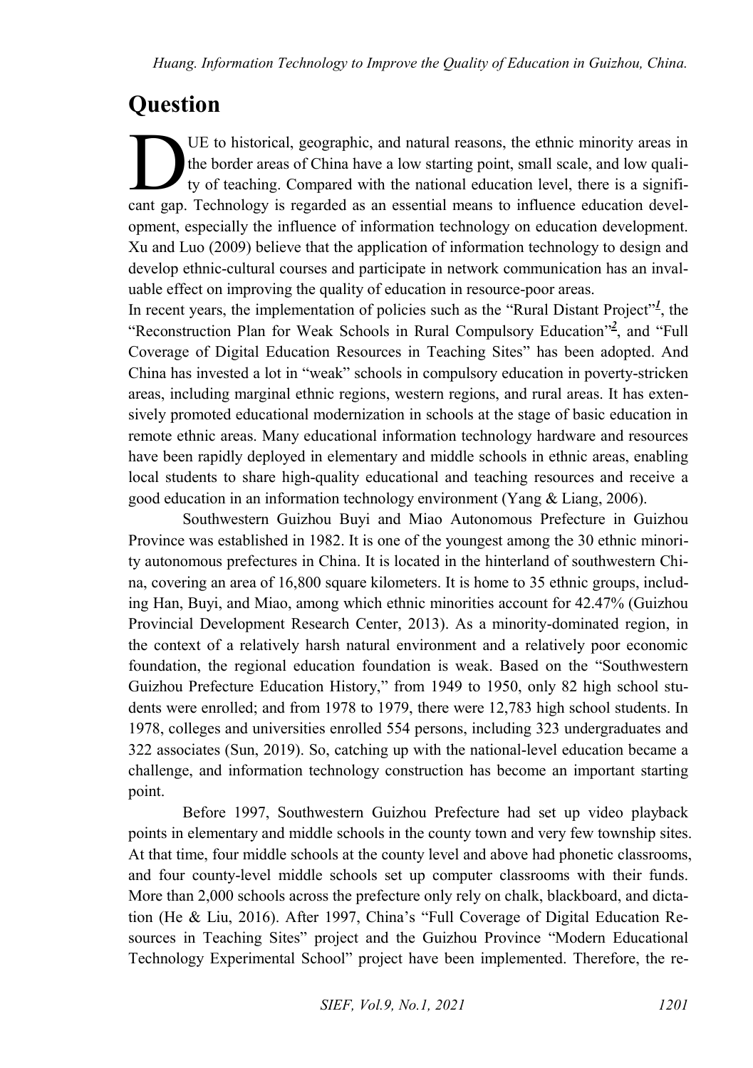# Question

DUE to historical, geographic, and natural reasons, the ethnic minority areas in the border areas of China have a low starting point, small scale, and low quality of teaching. Compared with the national education level, there is a significant gap. Technology is regarded as an essential means to influence education development, especially the influence of information technology on education development. Xu and Luo (2009) believe that the application of information technology to design and develop ethnic-cultural courses and participate in network communication has an invaluable effect on improving the quality of education in resource-poor areas.

In recent years, the implementation of policies such as the "Rural Distant Project"[1], the "Reconstruction Plan for Weak Schools in Rural Compulsory Education"[2], and "Full Coverage of Digital Education Resources in Teaching Sites" has been adopted. And China has invested a lot in "weak" schools in compulsory education in poverty-stricken areas, including marginal ethnic regions, western regions, and rural areas. It has extensively promoted educational modernization in schools at the stage of basic education in remote ethnic areas. Many educational information technology hardware and resources have been rapidly deployed in elementary and middle schools in ethnic areas, enabling local students to share high-quality educational and teaching resources and receive a good education in an information technology environment (Yang & Liang, 2006).

Southwestern Guizhou Buyi and Miao Autonomous Prefecture in Guizhou Province was established in 1982. It is one of the youngest among the 30 ethnic minority autonomous prefectures in China. It is located in the hinterland of southwestern China, covering an area of 16,800 square kilometers. It is home to 35 ethnic groups, including Han, Buyi, and Miao, among which ethnic minorities account for 42.47% (Guizhou Provincial Development Research Center, 2013). As a minority-dominated region, in the context of a relatively harsh natural environment and a relatively poor economic foundation, the regional education foundation is weak. Based on the "Southwestern Guizhou Prefecture Education History," from 1949 to 1950, only 82 high school students were enrolled; and from 1978 to 1979, there were 12,783 high school students. In 1978, colleges and universities enrolled 554 persons, including 323 undergraduates and 322 associates (Sun, 2019). So, catching up with the national-level education became a challenge, and information technology construction has become an important starting point.

Before 1997, Southwestern Guizhou Prefecture had set up video playback points in elementary and middle schools in the county town and very few township sites. At that time, four middle schools at the county level and above had phonetic classrooms, and four county-level middle schools set up computer classrooms with their funds. More than 2,000 schools across the prefecture only rely on chalk, blackboard, and dictation (He & Liu, 2016). After 1997, China's "Full Coverage of Digital Education Resources in Teaching Sites" project and the Guizhou Province "Modern Educational Technology Experimental School" project have been implemented. Therefore, the re-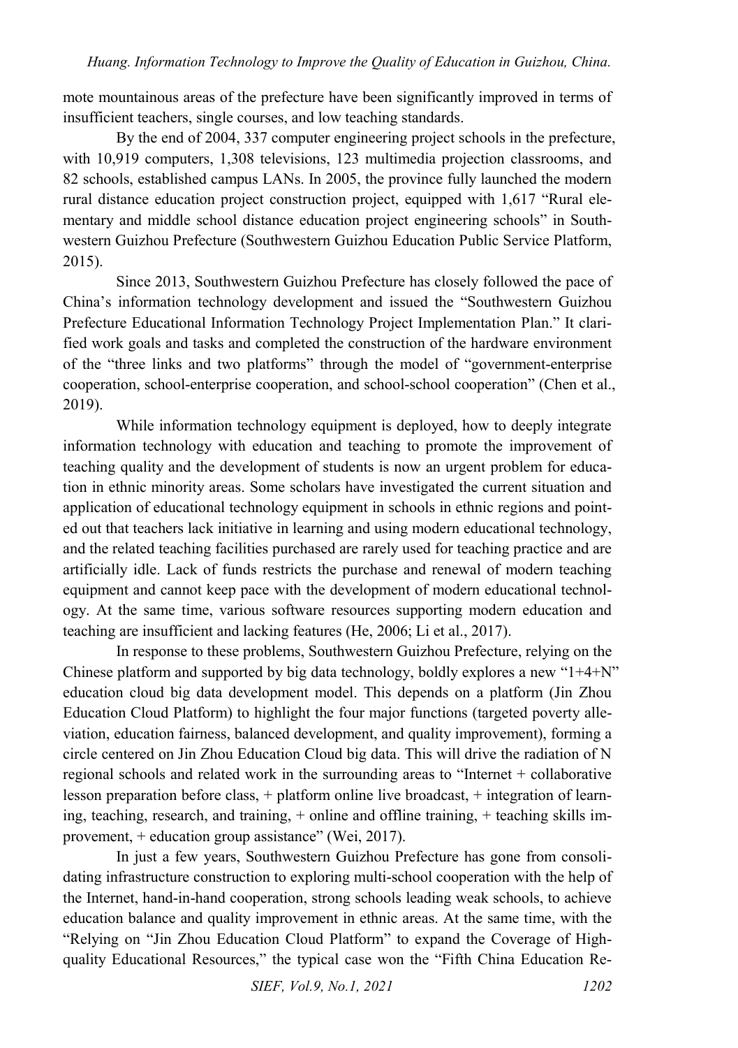mote mountainous areas of the prefecture have been significantly improved in terms of insufficient teachers, single courses, and low teaching standards.

By the end of 2004, 337 computer engineering project schools in the prefecture, with 10,919 computers, 1,308 televisions, 123 multimedia projection classrooms, and 82 schools, established campus LANs. In 2005, the province fully launched the modern rural distance education project construction project, equipped with 1,617 "Rural elementary and middle school distance education project engineering schools" in Southwestern Guizhou Prefecture (Southwestern Guizhou Education Public Service Platform, 2015).

Since 2013, Southwestern Guizhou Prefecture has closely followed the pace of China's information technology development and issued the "Southwestern Guizhou Prefecture Educational Information Technology Project Implementation Plan." It clarified work goals and tasks and completed the construction of the hardware environment of the "three links and two platforms" through the model of "government-enterprise cooperation, school-enterprise cooperation, and school-school cooperation" (Chen et al., 2019).

While information technology equipment is deployed, how to deeply integrate information technology with education and teaching to promote the improvement of teaching quality and the development of students is now an urgent problem for education in ethnic minority areas. Some scholars have investigated the current situation and application of educational technology equipment in schools in ethnic regions and pointed out that teachers lack initiative in learning and using modern educational technology, and the related teaching facilities purchased are rarely used for teaching practice and are artificially idle. Lack of funds restricts the purchase and renewal of modern teaching equipment and cannot keep pace with the development of modern educational technology. At the same time, various software resources supporting modern education and teaching are insufficient and lacking features (He, 2006; Li et al., 2017).

In response to these problems, Southwestern Guizhou Prefecture, relying on the Chinese platform and supported by big data technology, boldly explores a new "1+4+N" education cloud big data development model. This depends on a platform (Jin Zhou Education Cloud Platform) to highlight the four major functions (targeted poverty alleviation, education fairness, balanced development, and quality improvement), forming a circle centered on Jin Zhou Education Cloud big data. This will drive the radiation of N regional schools and related work in the surrounding areas to "Internet + collaborative lesson preparation before class, + platform online live broadcast, + integration of learning, teaching, research, and training, + online and offline training, + teaching skills improvement, + education group assistance" (Wei, 2017).

In just a few years, Southwestern Guizhou Prefecture has gone from consolidating infrastructure construction to exploring multi-school cooperation with the help of the Internet, hand-in-hand cooperation, strong schools leading weak schools, to achieve education balance and quality improvement in ethnic areas. At the same time, with the "Relying on "Jin Zhou Education Cloud Platform" to expand the Coverage of High-quality Educational Resources," the typical case won the "Fifth China Education Re-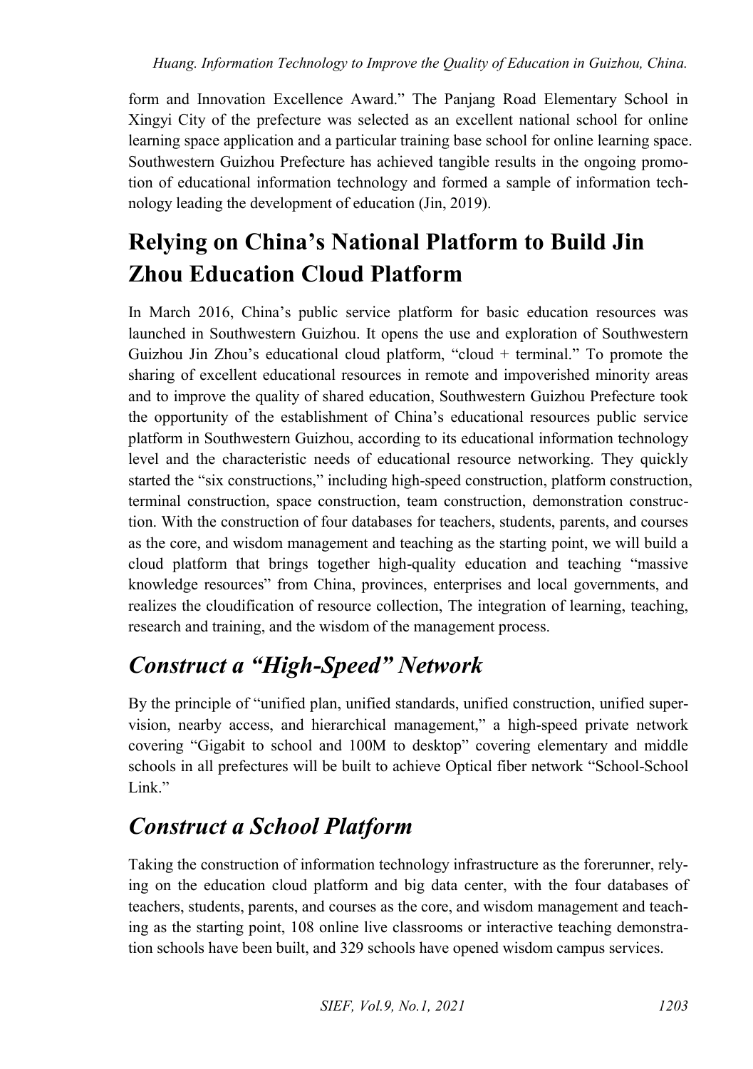form and Innovation Excellence Award." The Panjang Road Elementary School in Xingyi City of the prefecture was selected as an excellent national school for online learning space application and a particular training base school for online learning space. Southwestern Guizhou Prefecture has achieved tangible results in the ongoing promotion of educational information technology and formed a sample of information technology leading the development of education (Jin, 2019).

## Relying on China's National Platform to Build Jin Zhou Education Cloud Platform

In March 2016, China's public service platform for basic education resources was launched in Southwestern Guizhou. It opens the use and exploration of Southwestern Guizhou Jin Zhou's educational cloud platform, "cloud + terminal." To promote the sharing of excellent educational resources in remote and impoverished minority areas and to improve the quality of shared education, Southwestern Guizhou Prefecture took the opportunity of the establishment of China's educational resources public service platform in Southwestern Guizhou, according to its educational information technology level and the characteristic needs of educational resource networking. They quickly started the "six constructions," including high-speed construction, platform construction, terminal construction, space construction, team construction, demonstration construction. With the construction of four databases for teachers, students, parents, and courses as the core, and wisdom management and teaching as the starting point, we will build a cloud platform that brings together high-quality education and teaching "massive knowledge resources" from China, provinces, enterprises and local governments, and realizes the cloudification of resource collection, The integration of learning, teaching, research and training, and the wisdom of the management process.

### *Construct a "High-Speed" Network*

By the principle of "unified plan, unified standards, unified construction, unified supervision, nearby access, and hierarchical management," a high-speed private network covering "Gigabit to school and 100M to desktop" covering elementary and middle schools in all prefectures will be built to achieve Optical fiber network "School-School Link."

### *Construct a School Platform*

Taking the construction of information technology infrastructure as the forerunner, relying on the education cloud platform and big data center, with the four databases of teachers, students, parents, and courses as the core, and wisdom management and teaching as the starting point, 108 online live classrooms or interactive teaching demonstration schools have been built, and 329 schools have opened wisdom campus services.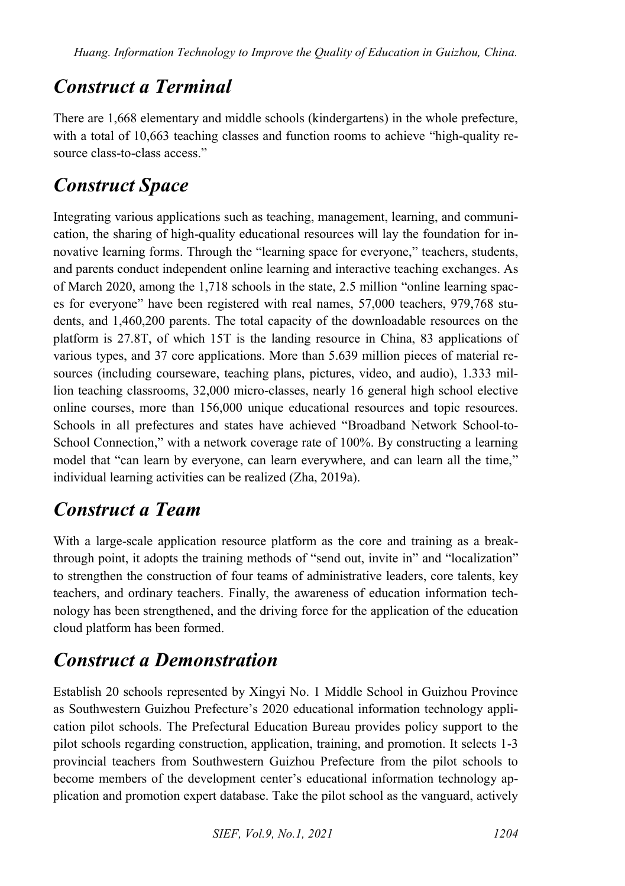## Construct a Terminal

There are 1,668 elementary and middle schools (kindergartens) in the whole prefecture, with a total of 10,663 teaching classes and function rooms to achieve "high-quality resource class-to-class access."

## Construct Space

Integrating various applications such as teaching, management, learning, and communication, the sharing of high-quality educational resources will lay the foundation for innovative learning forms. Through the "learning space for everyone," teachers, students, and parents conduct independent online learning and interactive teaching exchanges. As of March 2020, among the 1,718 schools in the state, 2.5 million "online learning spaces for everyone" have been registered with real names, 57,000 teachers, 979,768 students, and 1,460,200 parents. The total capacity of the downloadable resources on the platform is 27.8T, of which 15T is the landing resource in China, 83 applications of various types, and 37 core applications. More than 5.639 million pieces of material resources (including courseware, teaching plans, pictures, video, and audio), 1.333 million teaching classrooms, 32,000 micro-classes, nearly 16 general high school elective online courses, more than 156,000 unique educational resources and topic resources. Schools in all prefectures and states have achieved "Broadband Network School-to-School Connection," with a network coverage rate of 100%. By constructing a learning model that "can learn by everyone, can learn everywhere, and can learn all the time," individual learning activities can be realized (Zha, 2019a).

## Construct a Team

With a large-scale application resource platform as the core and training as a breakthrough point, it adopts the training methods of "send out, invite in" and "localization" to strengthen the construction of four teams of administrative leaders, core talents, key teachers, and ordinary teachers. Finally, the awareness of education information technology has been strengthened, and the driving force for the application of the education cloud platform has been formed.

## Construct a Demonstration

Establish 20 schools represented by Xingyi No. 1 Middle School in Guizhou Province as Southwestern Guizhou Prefecture's 2020 educational information technology application pilot schools. The Prefectural Education Bureau provides policy support to the pilot schools regarding construction, application, training, and promotion. It selects 1-3 provincial teachers from Southwestern Guizhou Prefecture from the pilot schools to become members of the development center's educational information technology application and promotion expert database. Take the pilot school as the vanguard, actively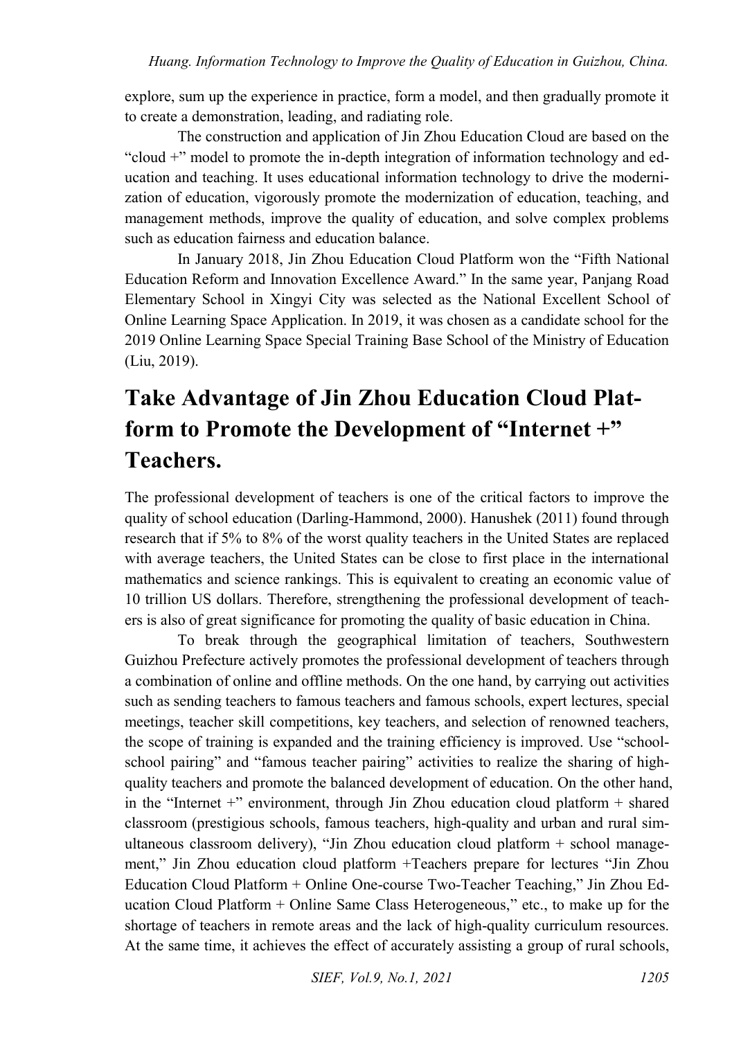explore, sum up the experience in practice, form a model, and then gradually promote it to create a demonstration, leading, and radiating role.

The construction and application of Jin Zhou Education Cloud are based on the "cloud +" model to promote the in-depth integration of information technology and education and teaching. It uses educational information technology to drive the modernization of education, vigorously promote the modernization of education, teaching, and management methods, improve the quality of education, and solve complex problems such as education fairness and education balance.

In January 2018, Jin Zhou Education Cloud Platform won the "Fifth National Education Reform and Innovation Excellence Award." In the same year, Panjang Road Elementary School in Xingyi City was selected as the National Excellent School of Online Learning Space Application. In 2019, it was chosen as a candidate school for the 2019 Online Learning Space Special Training Base School of the Ministry of Education (Liu, 2019).

## Take Advantage of Jin Zhou Education Cloud Platform to Promote the Development of "Internet +" Teachers.

The professional development of teachers is one of the critical factors to improve the quality of school education (Darling-Hammond, 2000). Hanushek (2011) found through research that if 5% to 8% of the worst quality teachers in the United States are replaced with average teachers, the United States can be close to first place in the international mathematics and science rankings. This is equivalent to creating an economic value of 10 trillion US dollars. Therefore, strengthening the professional development of teachers is also of great significance for promoting the quality of basic education in China.

To break through the geographical limitation of teachers, Southwestern Guizhou Prefecture actively promotes the professional development of teachers through a combination of online and offline methods. On the one hand, by carrying out activities such as sending teachers to famous teachers and famous schools, expert lectures, special meetings, teacher skill competitions, key teachers, and selection of renowned teachers, the scope of training is expanded and the training efficiency is improved. Use "school-school pairing" and "famous teacher pairing" activities to realize the sharing of high-quality teachers and promote the balanced development of education. On the other hand, in the "Internet +" environment, through Jin Zhou education cloud platform + shared classroom (prestigious schools, famous teachers, high-quality and urban and rural simultaneous classroom delivery), "Jin Zhou education cloud platform + school management," Jin Zhou education cloud platform +Teachers prepare for lectures "Jin Zhou Education Cloud Platform + Online One-course Two-Teacher Teaching," Jin Zhou Education Cloud Platform + Online Same Class Heterogeneous," etc., to make up for the shortage of teachers in remote areas and the lack of high-quality curriculum resources. At the same time, it achieves the effect of accurately assisting a group of rural schools,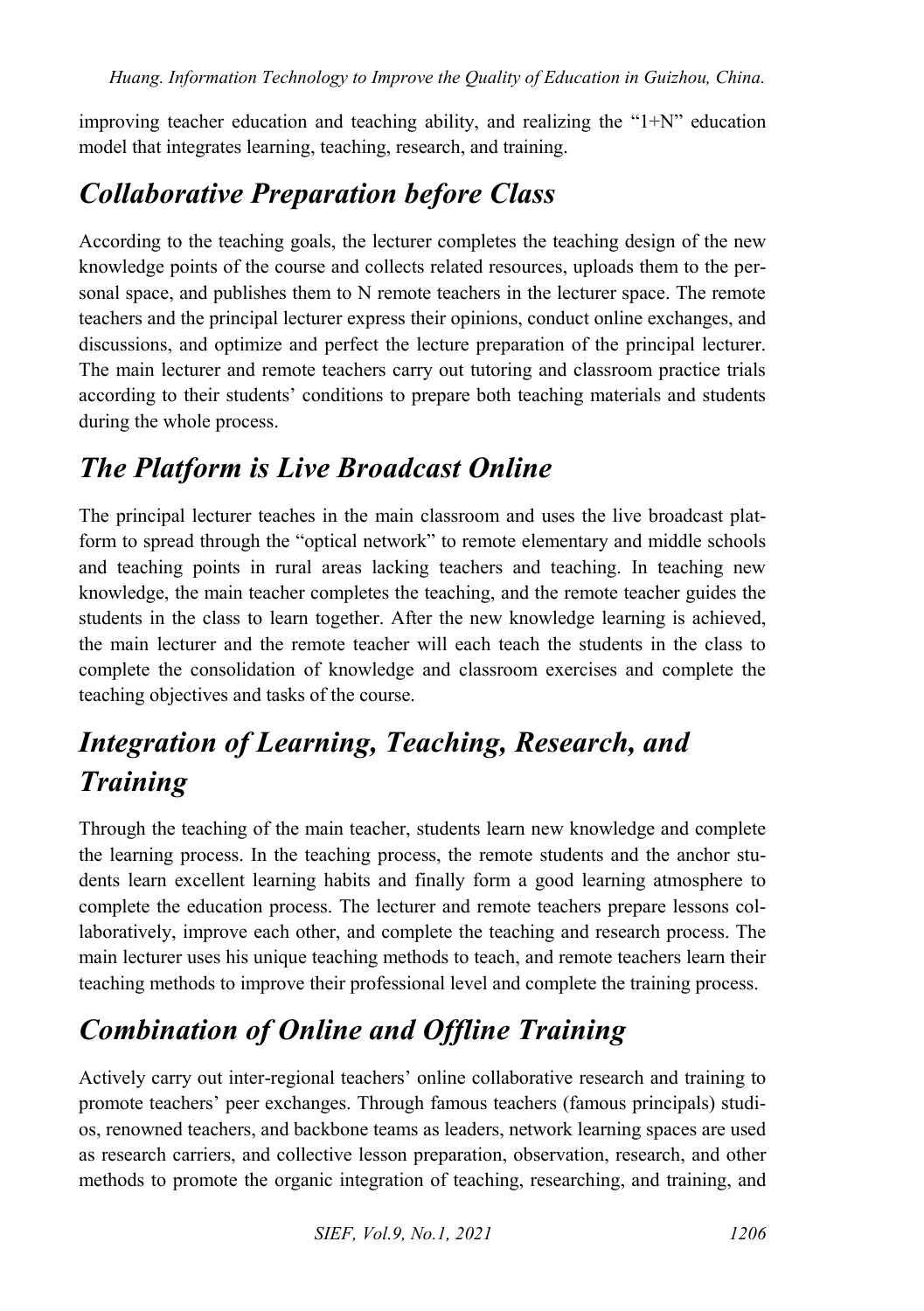improving teacher education and teaching ability, and realizing the "1+N" education model that integrates learning, teaching, research, and training.

## *Collaborative Preparation before Class*

According to the teaching goals, the lecturer completes the teaching design of the new knowledge points of the course and collects related resources, uploads them to the personal space, and publishes them to N remote teachers in the lecturer space. The remote teachers and the principal lecturer express their opinions, conduct online exchanges, and discussions, and optimize and perfect the lecture preparation of the principal lecturer. The main lecturer and remote teachers carry out tutoring and classroom practice trials according to their students' conditions to prepare both teaching materials and students during the whole process.

## *The Platform is Live Broadcast Online*

The principal lecturer teaches in the main classroom and uses the live broadcast platform to spread through the "optical network" to remote elementary and middle schools and teaching points in rural areas lacking teachers and teaching. In teaching new knowledge, the main teacher completes the teaching, and the remote teacher guides the students in the class to learn together. After the new knowledge learning is achieved, the main lecturer and the remote teacher will each teach the students in the class to complete the consolidation of knowledge and classroom exercises and complete the teaching objectives and tasks of the course.

## *Integration of Learning, Teaching, Research, and Training*

Through the teaching of the main teacher, students learn new knowledge and complete the learning process. In the teaching process, the remote students and the anchor students learn excellent learning habits and finally form a good learning atmosphere to complete the education process. The lecturer and remote teachers prepare lessons collaboratively, improve each other, and complete the teaching and research process. The main lecturer uses his unique teaching methods to teach, and remote teachers learn their teaching methods to improve their professional level and complete the training process.

## *Combination of Online and Offline Training*

Actively carry out inter-regional teachers' online collaborative research and training to promote teachers' peer exchanges. Through famous teachers (famous principals) studios, renowned teachers, and backbone teams as leaders, network learning spaces are used as research carriers, and collective lesson preparation, observation, research, and other methods to promote the organic integration of teaching, researching, and training, and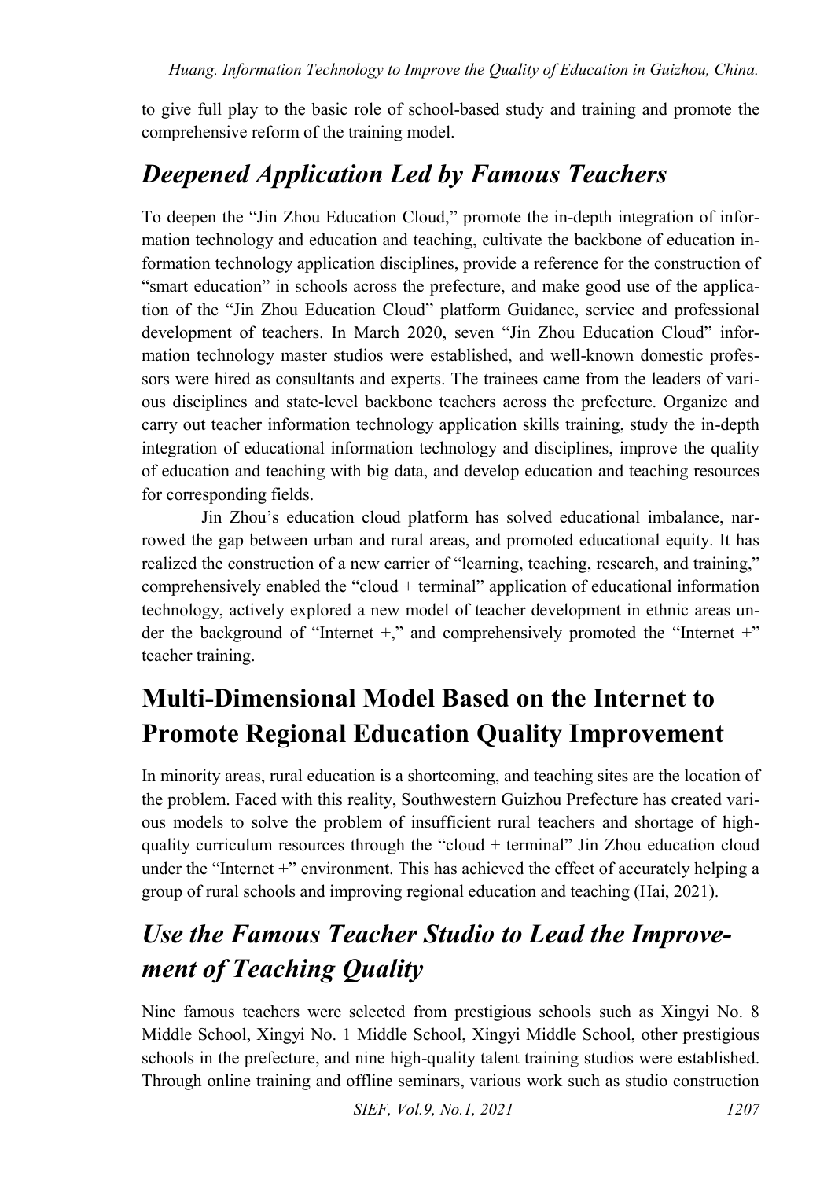to give full play to the basic role of school-based study and training and promote the comprehensive reform of the training model.

## *Deepened Application Led by Famous Teachers*

To deepen the "Jin Zhou Education Cloud," promote the in-depth integration of information technology and education and teaching, cultivate the backbone of education information technology application disciplines, provide a reference for the construction of "smart education" in schools across the prefecture, and make good use of the application of the "Jin Zhou Education Cloud" platform Guidance, service and professional development of teachers. In March 2020, seven "Jin Zhou Education Cloud" information technology master studios were established, and well-known domestic professors were hired as consultants and experts. The trainees came from the leaders of various disciplines and state-level backbone teachers across the prefecture. Organize and carry out teacher information technology application skills training, study the in-depth integration of educational information technology and disciplines, improve the quality of education and teaching with big data, and develop education and teaching resources for corresponding fields.

Jin Zhou's education cloud platform has solved educational imbalance, narrowed the gap between urban and rural areas, and promoted educational equity. It has realized the construction of a new carrier of "learning, teaching, research, and training," comprehensively enabled the "cloud + terminal" application of educational information technology, actively explored a new model of teacher development in ethnic areas under the background of "Internet +," and comprehensively promoted the "Internet +" teacher training.

# Multi-Dimensional Model Based on the Internet to Promote Regional Education Quality Improvement

In minority areas, rural education is a shortcoming, and teaching sites are the location of the problem. Faced with this reality, Southwestern Guizhou Prefecture has created various models to solve the problem of insufficient rural teachers and shortage of high-quality curriculum resources through the "cloud + terminal" Jin Zhou education cloud under the "Internet +" environment. This has achieved the effect of accurately helping a group of rural schools and improving regional education and teaching (Hai, 2021).

## *Use the Famous Teacher Studio to Lead the Improvement of Teaching Quality*

Nine famous teachers were selected from prestigious schools such as Xingyi No. 8 Middle School, Xingyi No. 1 Middle School, Xingyi Middle School, other prestigious schools in the prefecture, and nine high-quality talent training studios were established. Through online training and offline seminars, various work such as studio construction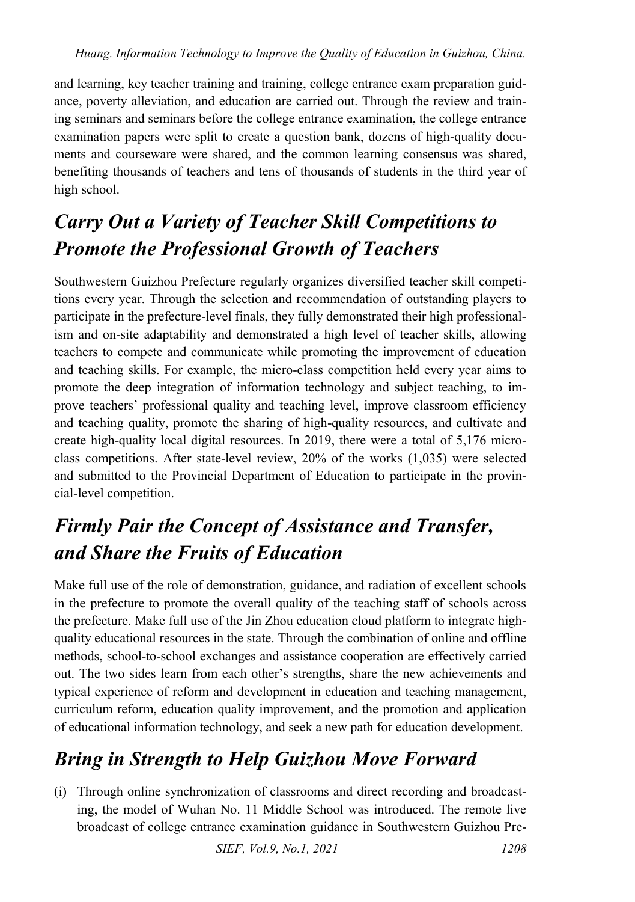and learning, key teacher training and training, college entrance exam preparation guidance, poverty alleviation, and education are carried out. Through the review and training seminars and seminars before the college entrance examination, the college entrance examination papers were split to create a question bank, dozens of high-quality documents and courseware were shared, and the common learning consensus was shared, benefiting thousands of teachers and tens of thousands of students in the third year of high school.

## *Carry Out a Variety of Teacher Skill Competitions to Promote the Professional Growth of Teachers*

Southwestern Guizhou Prefecture regularly organizes diversified teacher skill competitions every year. Through the selection and recommendation of outstanding players to participate in the prefecture-level finals, they fully demonstrated their high professionalism and on-site adaptability and demonstrated a high level of teacher skills, allowing teachers to compete and communicate while promoting the improvement of education and teaching skills. For example, the micro-class competition held every year aims to promote the deep integration of information technology and subject teaching, to improve teachers' professional quality and teaching level, improve classroom efficiency and teaching quality, promote the sharing of high-quality resources, and cultivate and create high-quality local digital resources. In 2019, there were a total of 5,176 micro-class competitions. After state-level review, 20% of the works (1,035) were selected and submitted to the Provincial Department of Education to participate in the provincial-level competition.

## *Firmly Pair the Concept of Assistance and Transfer, and Share the Fruits of Education*

Make full use of the role of demonstration, guidance, and radiation of excellent schools in the prefecture to promote the overall quality of the teaching staff of schools across the prefecture. Make full use of the Jin Zhou education cloud platform to integrate high-quality educational resources in the state. Through the combination of online and offline methods, school-to-school exchanges and assistance cooperation are effectively carried out. The two sides learn from each other's strengths, share the new achievements and typical experience of reform and development in education and teaching management, curriculum reform, education quality improvement, and the promotion and application of educational information technology, and seek a new path for education development.

## *Bring in Strength to Help Guizhou Move Forward*

(i) Through online synchronization of classrooms and direct recording and broadcasting, the model of Wuhan No. 11 Middle School was introduced. The remote live broadcast of college entrance examination guidance in Southwestern Guizhou Pre-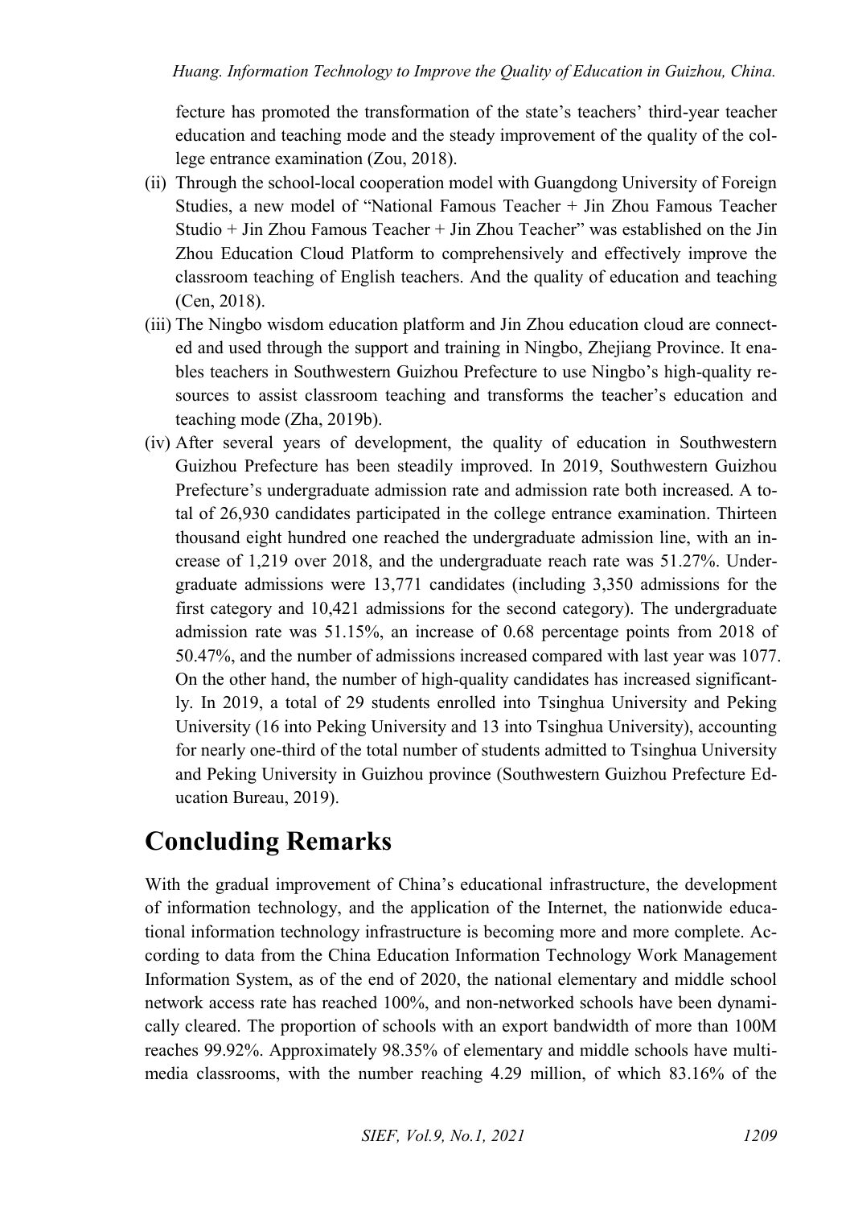fecture has promoted the transformation of the state's teachers' third-year teacher education and teaching mode and the steady improvement of the quality of the college entrance examination (Zou, 2018).

(ii) Through the school-local cooperation model with Guangdong University of Foreign Studies, a new model of "National Famous Teacher + Jin Zhou Famous Teacher Studio + Jin Zhou Famous Teacher + Jin Zhou Teacher" was established on the Jin Zhou Education Cloud Platform to comprehensively and effectively improve the classroom teaching of English teachers. And the quality of education and teaching (Cen, 2018).

(iii) The Ningbo wisdom education platform and Jin Zhou education cloud are connected and used through the support and training in Ningbo, Zhejiang Province. It enables teachers in Southwestern Guizhou Prefecture to use Ningbo's high-quality resources to assist classroom teaching and transforms the teacher's education and teaching mode (Zha, 2019b).

(iv) After several years of development, the quality of education in Southwestern Guizhou Prefecture has been steadily improved. In 2019, Southwestern Guizhou Prefecture's undergraduate admission rate and admission rate both increased. A total of 26,930 candidates participated in the college entrance examination. Thirteen thousand eight hundred one reached the undergraduate admission line, with an increase of 1,219 over 2018, and the undergraduate reach rate was 51.27%. Undergraduate admissions were 13,771 candidates (including 3,350 admissions for the first category and 10,421 admissions for the second category). The undergraduate admission rate was 51.15%, an increase of 0.68 percentage points from 2018 of 50.47%, and the number of admissions increased compared with last year was 1077. On the other hand, the number of high-quality candidates has increased significantly. In 2019, a total of 29 students enrolled into Tsinghua University and Peking University (16 into Peking University and 13 into Tsinghua University), accounting for nearly one-third of the total number of students admitted to Tsinghua University and Peking University in Guizhou province (Southwestern Guizhou Prefecture Education Bureau, 2019).

# Concluding Remarks

With the gradual improvement of China's educational infrastructure, the development of information technology, and the application of the Internet, the nationwide educational information technology infrastructure is becoming more and more complete. According to data from the China Education Information Technology Work Management Information System, as of the end of 2020, the national elementary and middle school network access rate has reached 100%, and non-networked schools have been dynamically cleared. The proportion of schools with an export bandwidth of more than 100M reaches 99.92%. Approximately 98.35% of elementary and middle schools have multimedia classrooms, with the number reaching 4.29 million, of which 83.16% of the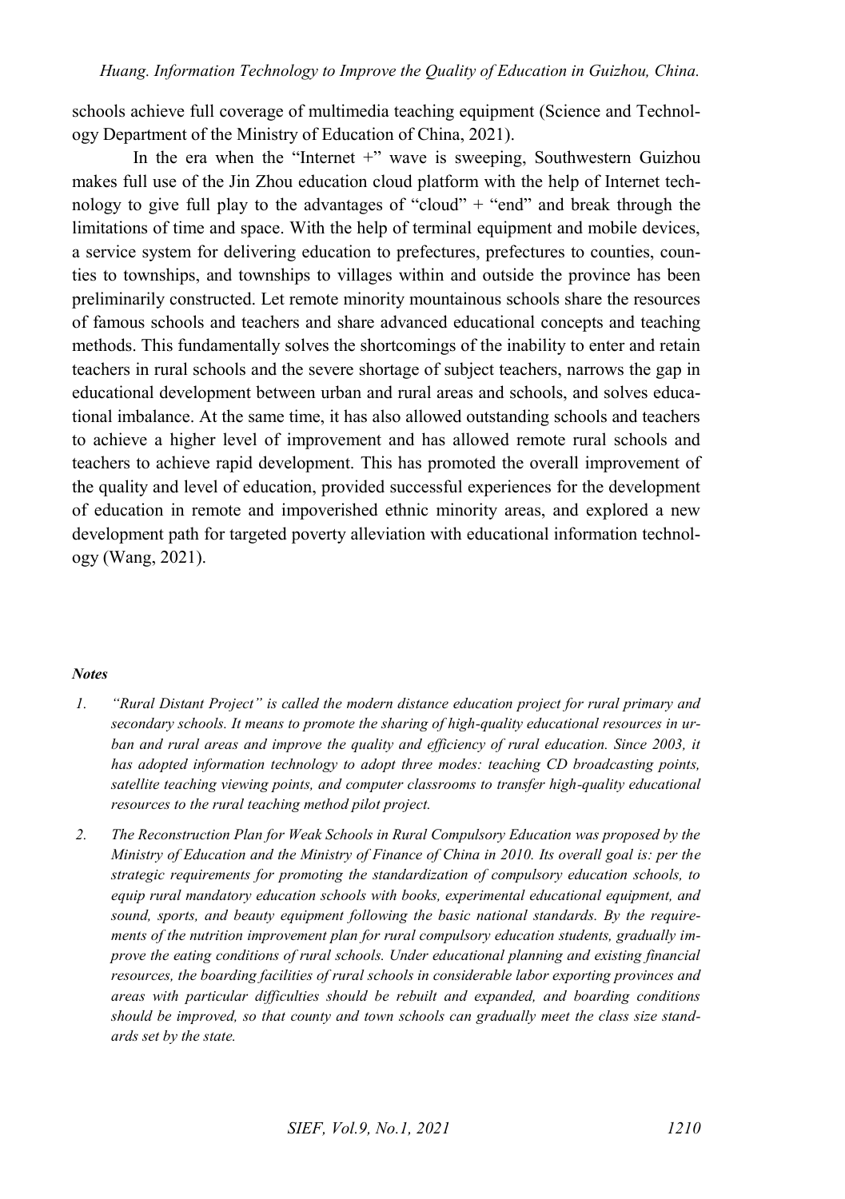schools achieve full coverage of multimedia teaching equipment (Science and Technology Department of the Ministry of Education of China, 2021).

In the era when the "Internet +" wave is sweeping, Southwestern Guizhou makes full use of the Jin Zhou education cloud platform with the help of Internet technology to give full play to the advantages of "cloud" + "end" and break through the limitations of time and space. With the help of terminal equipment and mobile devices, a service system for delivering education to prefectures, prefectures to counties, counties to townships, and townships to villages within and outside the province has been preliminarily constructed. Let remote minority mountainous schools share the resources of famous schools and teachers and share advanced educational concepts and teaching methods. This fundamentally solves the shortcomings of the inability to enter and retain teachers in rural schools and the severe shortage of subject teachers, narrows the gap in educational development between urban and rural areas and schools, and solves educational imbalance. At the same time, it has also allowed outstanding schools and teachers to achieve a higher level of improvement and has allowed remote rural schools and teachers to achieve rapid development. This has promoted the overall improvement of the quality and level of education, provided successful experiences for the development of education in remote and impoverished ethnic minority areas, and explored a new development path for targeted poverty alleviation with educational information technology (Wang, 2021).

***Notes***

1. *"Rural Distant Project" is called the modern distance education project for rural primary and secondary schools. It means to promote the sharing of high-quality educational resources in urban and rural areas and improve the quality and efficiency of rural education. Since 2003, it has adopted information technology to adopt three modes: teaching CD broadcasting points, satellite teaching viewing points, and computer classrooms to transfer high-quality educational resources to the rural teaching method pilot project.*

2. *The Reconstruction Plan for Weak Schools in Rural Compulsory Education was proposed by the Ministry of Education and the Ministry of Finance of China in 2010. Its overall goal is: per the strategic requirements for promoting the standardization of compulsory education schools, to equip rural mandatory education schools with books, experimental educational equipment, and sound, sports, and beauty equipment following the basic national standards. By the requirements of the nutrition improvement plan for rural compulsory education students, gradually improve the eating conditions of rural schools. Under educational planning and existing financial resources, the boarding facilities of rural schools in considerable labor exporting provinces and areas with particular difficulties should be rebuilt and expanded, and boarding conditions should be improved, so that county and town schools can gradually meet the class size standards set by the state.*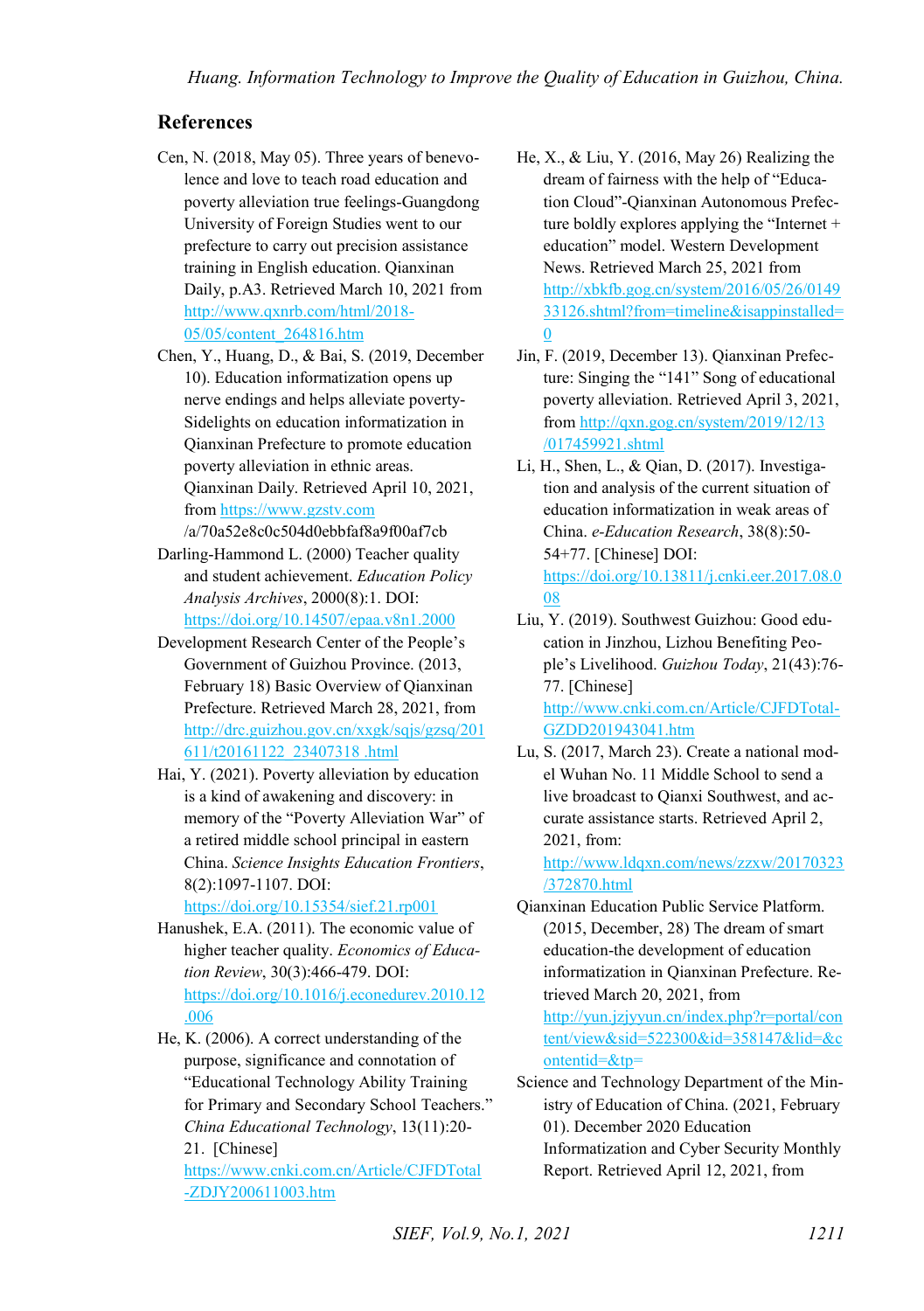## References

Cen, N. (2018, May 05). Three years of benevolence and love to teach road education and poverty alleviation true feelings-Guangdong University of Foreign Studies went to our prefecture to carry out precision assistance training in English education. Qianxinan Daily, p.A3. Retrieved March 10, 2021 from http://www.qxnrb.com/html/2018-05/05/content_264816.htm

Chen, Y., Huang, D., & Bai, S. (2019, December 10). Education informatization opens up nerve endings and helps alleviate poverty-Sidelights on education informatization in Qianxinan Prefecture to promote education poverty alleviation in ethnic areas. Qianxinan Daily. Retrieved April 10, 2021, from https://www.gzstv.com/a/70a52e8c0c504d0ebbfaf8a9f00af7cb

Darling-Hammond L. (2000) Teacher quality and student achievement. *Education Policy Analysis Archives*, 2000(8):1. DOI: https://doi.org/10.14507/epaa.v8n1.2000

Development Research Center of the People's Government of Guizhou Province. (2013, February 18) Basic Overview of Qianxinan Prefecture. Retrieved March 28, 2021, from http://drc.guizhou.gov.cn/xxgk/sqjs/gzsq/201611/t20161122_23407318 .html

Hai, Y. (2021). Poverty alleviation by education is a kind of awakening and discovery: in memory of the "Poverty Alleviation War" of a retired middle school principal in eastern China. *Science Insights Education Frontiers*, 8(2):1097-1107. DOI: https://doi.org/10.15354/sief.21.rp001

Hanushek, E.A. (2011). The economic value of higher teacher quality. *Economics of Education Review*, 30(3):466-479. DOI: https://doi.org/10.1016/j.econedurev.2010.12.006

He, K. (2006). A correct understanding of the purpose, significance and connotation of "Educational Technology Ability Training for Primary and Secondary School Teachers." *China Educational Technology*, 13(11):20-21. [Chinese] https://www.cnki.com.cn/Article/CJFDTotal-ZDJY200611003.htm

He, X., & Liu, Y. (2016, May 26) Realizing the dream of fairness with the help of "Education Cloud"-Qianxinan Autonomous Prefecture boldly explores applying the "Internet + education" model. Western Development News. Retrieved March 25, 2021 from http://xbkfb.gog.cn/system/2016/05/26/014933126.shtml?from=timeline&isappinstalled=0

Jin, F. (2019, December 13). Qianxinan Prefecture: Singing the "141" Song of educational poverty alleviation. Retrieved April 3, 2021, from http://qxn.gog.cn/system/2019/12/13/017459921.shtml

Li, H., Shen, L., & Qian, D. (2017). Investigation and analysis of the current situation of education informatization in weak areas of China. *e-Education Research*, 38(8):50-54+77. [Chinese] DOI: https://doi.org/10.13811/j.cnki.eer.2017.08.008

Liu, Y. (2019). Southwest Guizhou: Good education in Jinzhou, Lizhou Benefiting People's Livelihood. *Guizhou Today*, 21(43):76-77. [Chinese] http://www.cnki.com.cn/Article/CJFDTotal-GZDD201943041.htm

Lu, S. (2017, March 23). Create a national model Wuhan No. 11 Middle School to send a live broadcast to Qianxi Southwest, and accurate assistance starts. Retrieved April 2, 2021, from: http://www.ldqxn.com/news/zzxw/20170323/372870.html

Qianxinan Education Public Service Platform. (2015, December, 28) The dream of smart education-the development of education informatization in Qianxinan Prefecture. Retrieved March 20, 2021, from http://yun.jzjyyun.cn/index.php?r=portal/content/view&sid=522300&id=358147&lid=&contentid=&tp=

Science and Technology Department of the Ministry of Education of China. (2021, February 01). December 2020 Education Informatization and Cyber Security Monthly Report. Retrieved April 12, 2021, from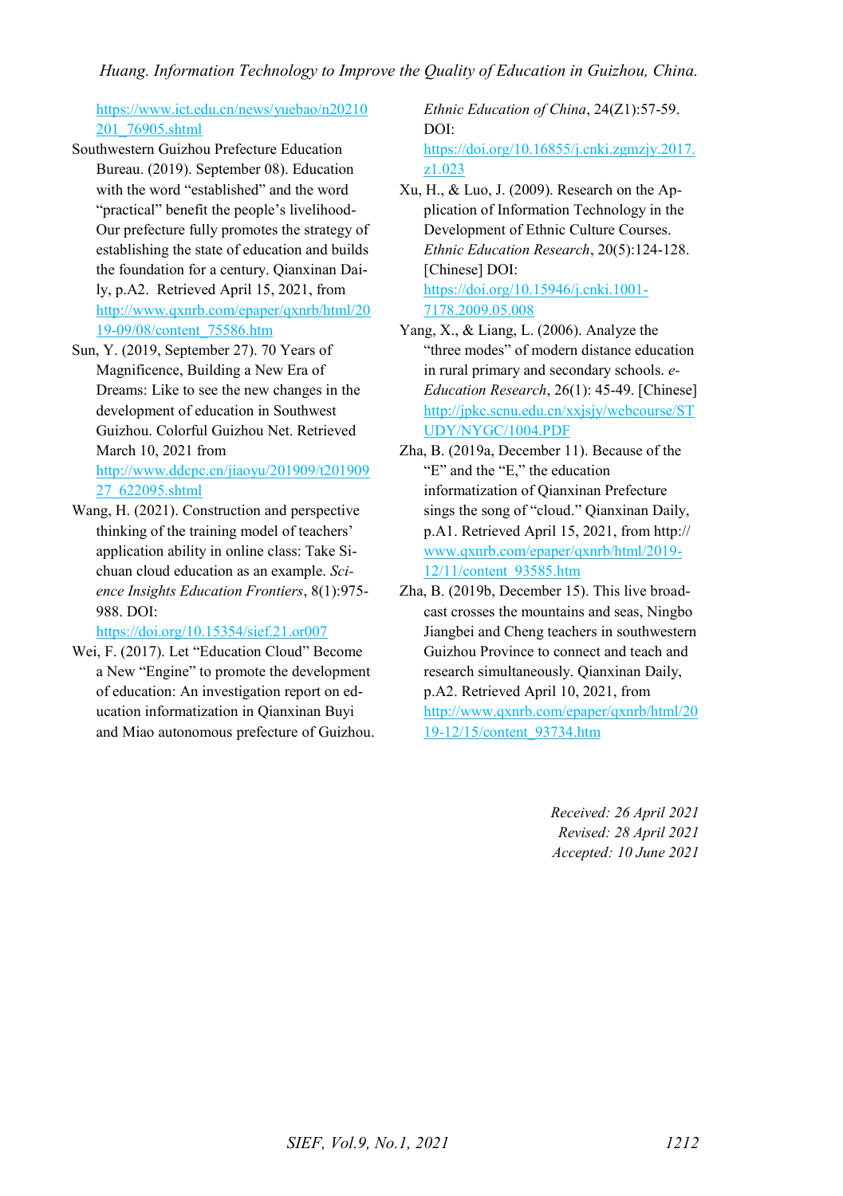https://www.ict.edu.cn/news/yuebao/n20210201_76905.shtml

Southwestern Guizhou Prefecture Education Bureau. (2019). September 08). Education with the word "established" and the word "practical" benefit the people's livelihood-Our prefecture fully promotes the strategy of establishing the state of education and builds the foundation for a century. Qianxinan Daily, p.A2. Retrieved April 15, 2021, from http://www.qxnrb.com/epaper/qxnrb/html/2019-09/08/content_75586.htm

Sun, Y. (2019, September 27). 70 Years of Magnificence, Building a New Era of Dreams: Like to see the new changes in the development of education in Southwest Guizhou. Colorful Guizhou Net. Retrieved March 10, 2021 from http://www.ddcpc.cn/jiaoyu/201909/t20190927_622095.shtml

Wang, H. (2021). Construction and perspective thinking of the training model of teachers' application ability in online class: Take Sichuan cloud education as an example. *Science Insights Education Frontiers*, 8(1):975-988. DOI: https://doi.org/10.15354/sief.21.or007

Wei, F. (2017). Let "Education Cloud" Become a New "Engine" to promote the development of education: An investigation report on education informatization in Qianxinan Buyi and Miao autonomous prefecture of Guizhou. *Ethnic Education of China*, 24(Z1):57-59. DOI: https://doi.org/10.16855/j.cnki.zgmzjy.2017.z1.023

Xu, H., & Luo, J. (2009). Research on the Application of Information Technology in the Development of Ethnic Culture Courses. *Ethnic Education Research*, 20(5):124-128. [Chinese] DOI: https://doi.org/10.15946/j.cnki.1001-7178.2009.05.008

Yang, X., & Liang, L. (2006). Analyze the "three modes" of modern distance education in rural primary and secondary schools. *e-Education Research*, 26(1): 45-49. [Chinese] http://jpkc.scnu.edu.cn/xxjsjy/webcourse/STUDY/NYGC/1004.PDF

Zha, B. (2019a, December 11). Because of the "E" and the "E," the education informatization of Qianxinan Prefecture sings the song of "cloud." Qianxinan Daily, p.A1. Retrieved April 15, 2021, from http://www.qxnrb.com/epaper/qxnrb/html/2019-12/11/content_93585.htm

Zha, B. (2019b, December 15). This live broadcast crosses the mountains and seas, Ningbo Jiangbei and Cheng teachers in southwestern Guizhou Province to connect and teach and research simultaneously. Qianxinan Daily, p.A2. Retrieved April 10, 2021, from http://www.qxnrb.com/epaper/qxnrb/html/2019-12/15/content_93734.htm

*Received: 26 April 2021*
*Revised: 28 April 2021*
*Accepted: 10 June 2021*